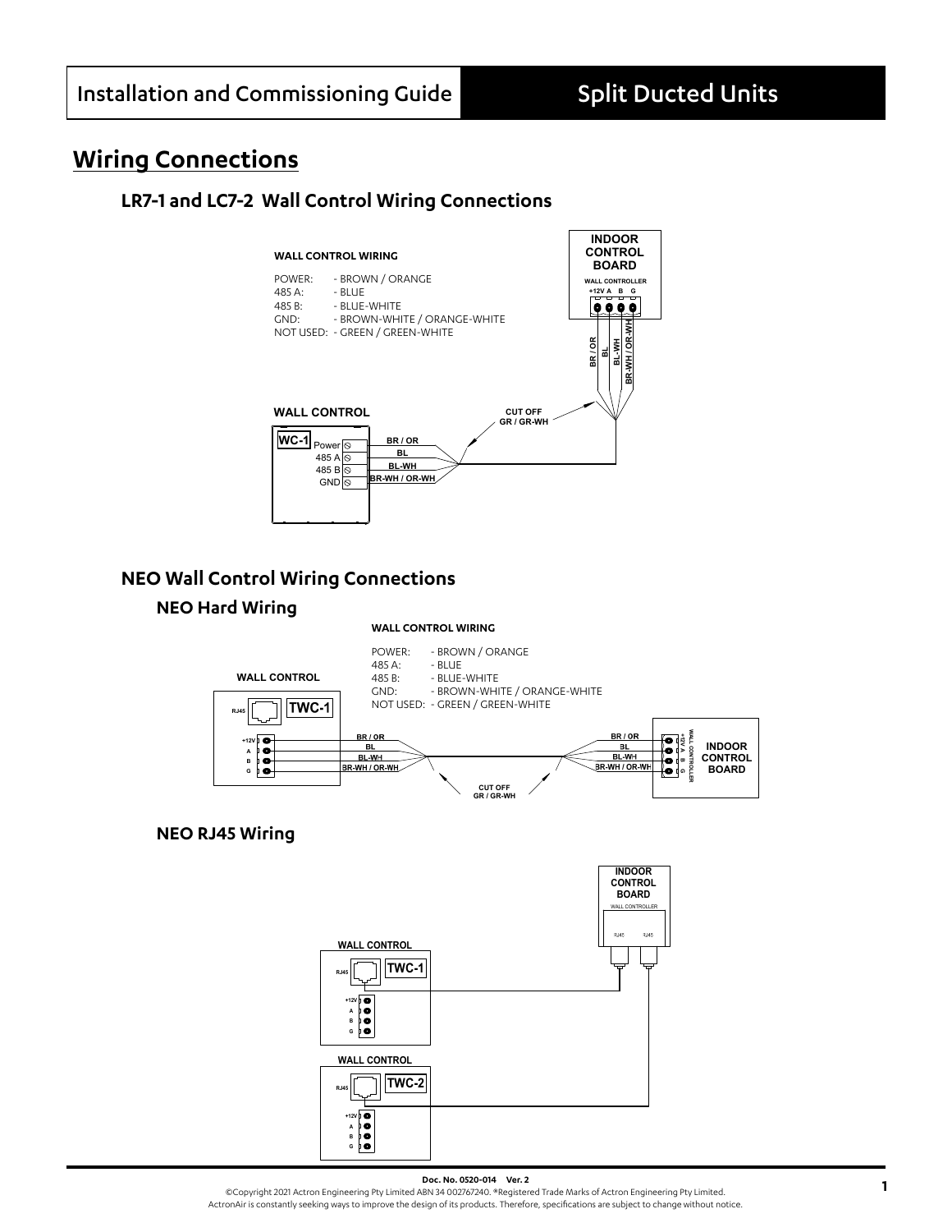## Wiring Connections

### LR7-1 and LC7-2 Wall Control Wiring Connections

**WALL CONTROL WIRING**

POWER: - BROWN / ORANGE
485 A: - BLUE
485 B: - BLUE-WHITE
GND: - BROWN-WHITE / ORANGE-WHITE
NOT USED: - GREEN / GREEN-WHITE

INDOOR CONTROL BOARD

WALL CONTROLLER

+12V A B G

BR / OR
BL
BL-WH
BR-WH / OR-WH

CUT OFF GR / GR-WH

WALL CONTROL

WC-1

Power
485 A
485 B
GND

BR / OR
BL
BL-WH
BR-WH / OR-WH

### NEO Wall Control Wiring Connections

#### NEO Hard Wiring

**WALL CONTROL WIRING**

POWER: - BROWN / ORANGE
485 A: - BLUE
485 B: - BLUE-WHITE
GND: - BROWN-WHITE / ORANGE-WHITE
NOT USED: - GREEN / GREEN-WHITE

WALL CONTROL

RJ45 TWC-1

+12V
A
B
G

BR / OR
BL
BL-WH
BR-WH / OR-WH

CUT OFF GR / GR-WH

BR / OR
BL
BL-WH
BR-WH / OR-WH

WALL CONTROLLER +12V A B G

INDOOR CONTROL BOARD

#### NEO RJ45 Wiring

INDOOR CONTROL BOARD

WALL CONTROLLER

RJ45 RJ45

WALL CONTROL

RJ45 TWC-1

+12V
A
B
G

WALL CONTROL

RJ45 TWC-2

+12V
A
B
G

**Doc. No. 0520-014 Ver. 2**

©Copyright 2021 Actron Engineering Pty Limited ABN 34 002767240. ®Registered Trade Marks of Actron Engineering Pty Limited.
ActronAir is constantly seeking ways to improve the design of its products. Therefore, specifications are subject to change without notice.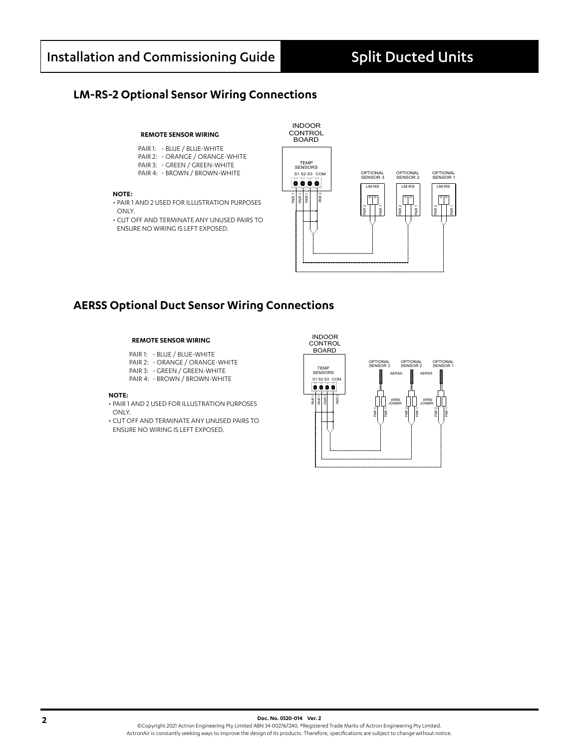## LM-RS-2 Optional Sensor Wiring Connections

**REMOTE SENSOR WIRING**

PAIR 1: - BLUE / BLUE-WHITE
PAIR 2: - ORANGE / ORANGE-WHITE
PAIR 3: - GREEN / GREEN-WHITE
PAIR 4: - BROWN / BROWN-WHITE

**NOTE:**

- PAIR 1 AND 2 USED FOR ILLUSTRATION PURPOSES ONLY.
- CUT OFF AND TERMINATE ANY UNUSED PAIRS TO ENSURE NO WIRING IS LEFT EXPOSED.

INDOOR CONTROL BOARD
TEMP SENSORS
S1 S2 S3 COM
PAIR 1 PAIR 1 PAIR 1 PAIR 2
OPTIONAL SENSOR 3
OPTIONAL SENSOR 2
OPTIONAL SENSOR 1
LM-RS
PAIR 2 PAIR 1

## AERSS Optional Duct Sensor Wiring Connections

**REMOTE SENSOR WIRING**

PAIR 1: - BLUE / BLUE-WHITE
PAIR 2: - ORANGE / ORANGE-WHITE
PAIR 3: - GREEN / GREEN-WHITE
PAIR 4: - BROWN / BROWN-WHITE

**NOTE:**

- PAIR 1 AND 2 USED FOR ILLUSTRATION PURPOSES ONLY.
- CUT OFF AND TERMINATE ANY UNUSED PAIRS TO ENSURE NO WIRING IS LEFT EXPOSED.

INDOOR CONTROL BOARD
TEMP SENSORS
S1 S2 S3 COM
PAIR 1 PAIR 1 PAIR 1 PAIR 2
OPTIONAL SENSOR 3
OPTIONAL SENSOR 2
OPTIONAL SENSOR 1
AERSS
WIRE JOINER
PAIR 2 PAIR 1

**Doc. No. 0520-014 Ver. 2**
©Copyright 2021 Actron Engineering Pty Limited ABN 34 002767240. ®Registered Trade Marks of Actron Engineering Pty Limited.
ActronAir is constantly seeking ways to improve the design of its products. Therefore, specifications are subject to change without notice.